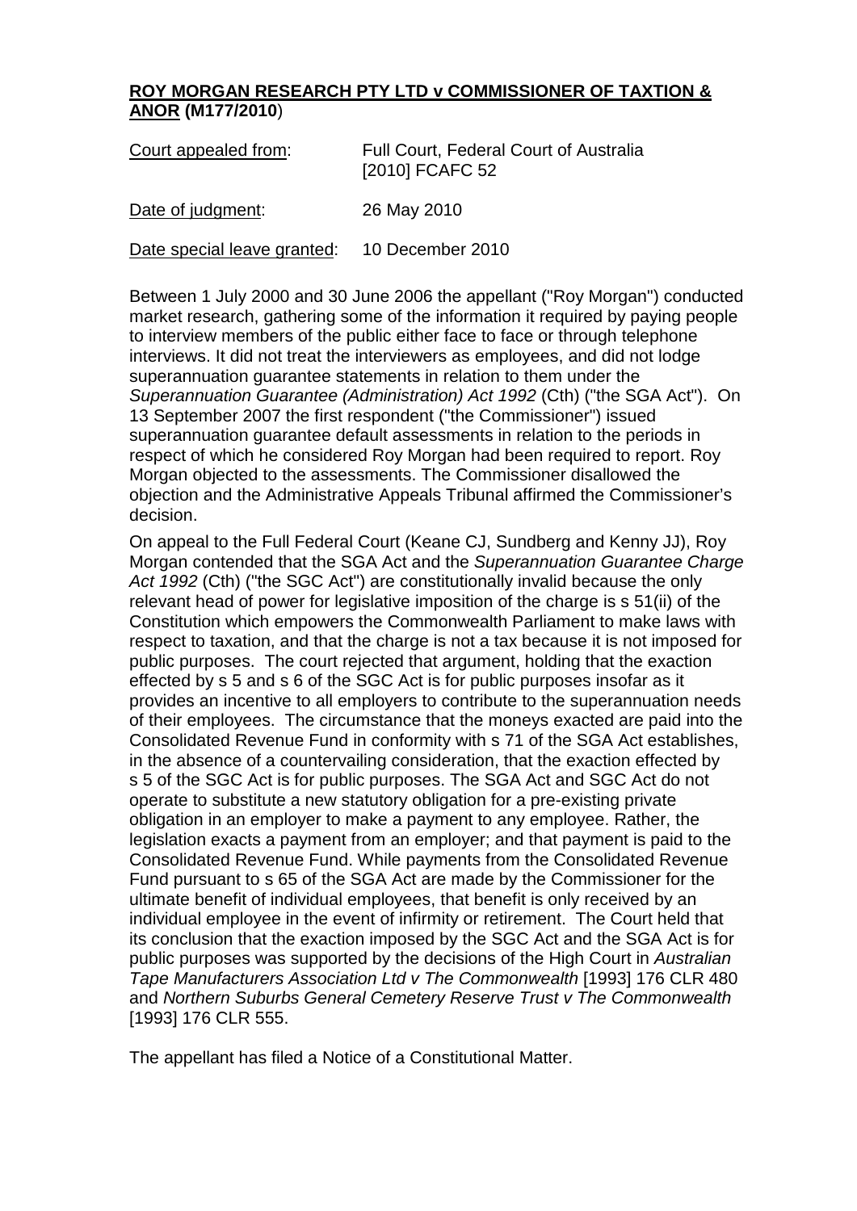**ROY MORGAN RESEARCH PTY LTD v COMMISSIONER OF TAXTION & ANOR (M177/2010)**

| Court appealed from: | Full Court, Federal Court of Australia [2010] FCAFC 52 |
|---|---|
| Date of judgment: | 26 May 2010 |
| Date special leave granted: | 10 December 2010 |

Between 1 July 2000 and 30 June 2006 the appellant ("Roy Morgan") conducted market research, gathering some of the information it required by paying people to interview members of the public either face to face or through telephone interviews. It did not treat the interviewers as employees, and did not lodge superannuation guarantee statements in relation to them under the *Superannuation Guarantee (Administration) Act 1992* (Cth) ("the SGA Act"). On 13 September 2007 the first respondent ("the Commissioner") issued superannuation guarantee default assessments in relation to the periods in respect of which he considered Roy Morgan had been required to report. Roy Morgan objected to the assessments. The Commissioner disallowed the objection and the Administrative Appeals Tribunal affirmed the Commissioner's decision.

On appeal to the Full Federal Court (Keane CJ, Sundberg and Kenny JJ), Roy Morgan contended that the SGA Act and the *Superannuation Guarantee Charge Act 1992* (Cth) ("the SGC Act") are constitutionally invalid because the only relevant head of power for legislative imposition of the charge is s 51(ii) of the Constitution which empowers the Commonwealth Parliament to make laws with respect to taxation, and that the charge is not a tax because it is not imposed for public purposes. The court rejected that argument, holding that the exaction effected by s 5 and s 6 of the SGC Act is for public purposes insofar as it provides an incentive to all employers to contribute to the superannuation needs of their employees. The circumstance that the moneys exacted are paid into the Consolidated Revenue Fund in conformity with s 71 of the SGA Act establishes, in the absence of a countervailing consideration, that the exaction effected by s 5 of the SGC Act is for public purposes. The SGA Act and SGC Act do not operate to substitute a new statutory obligation for a pre-existing private obligation in an employer to make a payment to any employee. Rather, the legislation exacts a payment from an employer; and that payment is paid to the Consolidated Revenue Fund. While payments from the Consolidated Revenue Fund pursuant to s 65 of the SGA Act are made by the Commissioner for the ultimate benefit of individual employees, that benefit is only received by an individual employee in the event of infirmity or retirement. The Court held that its conclusion that the exaction imposed by the SGC Act and the SGA Act is for public purposes was supported by the decisions of the High Court in *Australian Tape Manufacturers Association Ltd v The Commonwealth* [1993] 176 CLR 480 and *Northern Suburbs General Cemetery Reserve Trust v The Commonwealth* [1993] 176 CLR 555.

The appellant has filed a Notice of a Constitutional Matter.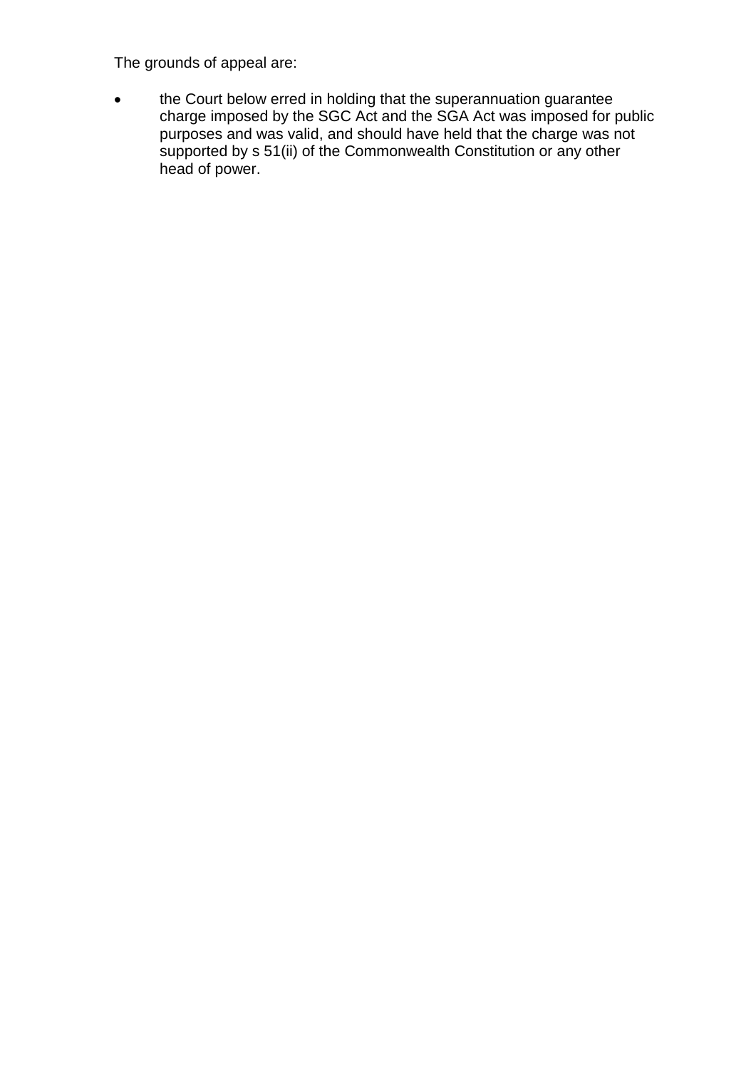The grounds of appeal are:

- the Court below erred in holding that the superannuation guarantee charge imposed by the SGC Act and the SGA Act was imposed for public purposes and was valid, and should have held that the charge was not supported by s 51(ii) of the Commonwealth Constitution or any other head of power.